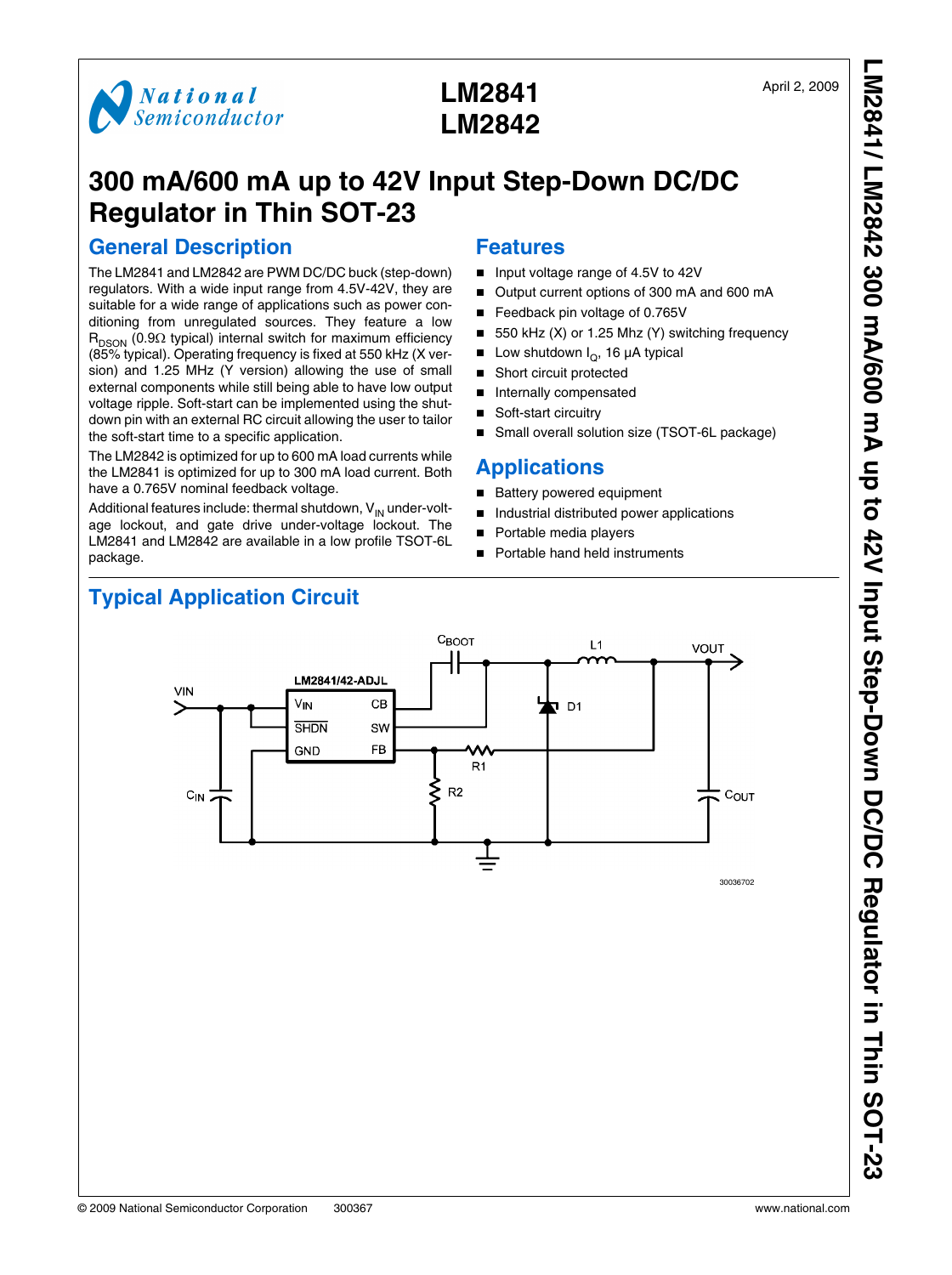National Semiconductor

April 2, 2009

# LM2841 LM2842

# 300 mA/600 mA up to 42V Input Step-Down DC/DC Regulator in Thin SOT-23

## General Description

The LM2841 and LM2842 are PWM DC/DC buck (step-down) regulators. With a wide input range from 4.5V-42V, they are suitable for a wide range of applications such as power conditioning from unregulated sources. They feature a low $R_{DSON}$ (0.9Ω typical) internal switch for maximum efficiency (85% typical). Operating frequency is fixed at 550 kHz (X version) and 1.25 MHz (Y version) allowing the use of small external components while still being able to have low output voltage ripple. Soft-start can be implemented using the shutdown pin with an external RC circuit allowing the user to tailor the soft-start time to a specific application.

The LM2842 is optimized for up to 600 mA load currents while the LM2841 is optimized for up to 300 mA load current. Both have a 0.765V nominal feedback voltage.

Additional features include: thermal shutdown, $V_{IN}$ under-voltage lockout, and gate drive under-voltage lockout. The LM2841 and LM2842 are available in a low profile TSOT-6L package.

## Features

- Input voltage range of 4.5V to 42V
- Output current options of 300 mA and 600 mA
- Feedback pin voltage of 0.765V
- 550 kHz (X) or 1.25 Mhz (Y) switching frequency
- Low shutdown $I_Q$, 16 µA typical
- Short circuit protected
- Internally compensated
- Soft-start circuitry
- Small overall solution size (TSOT-6L package)

## Applications

- Battery powered equipment
- Industrial distributed power applications
- Portable media players
- Portable hand held instruments

## Typical Application Circuit

30036702

© 2009 National Semiconductor Corporation 300367 www.national.com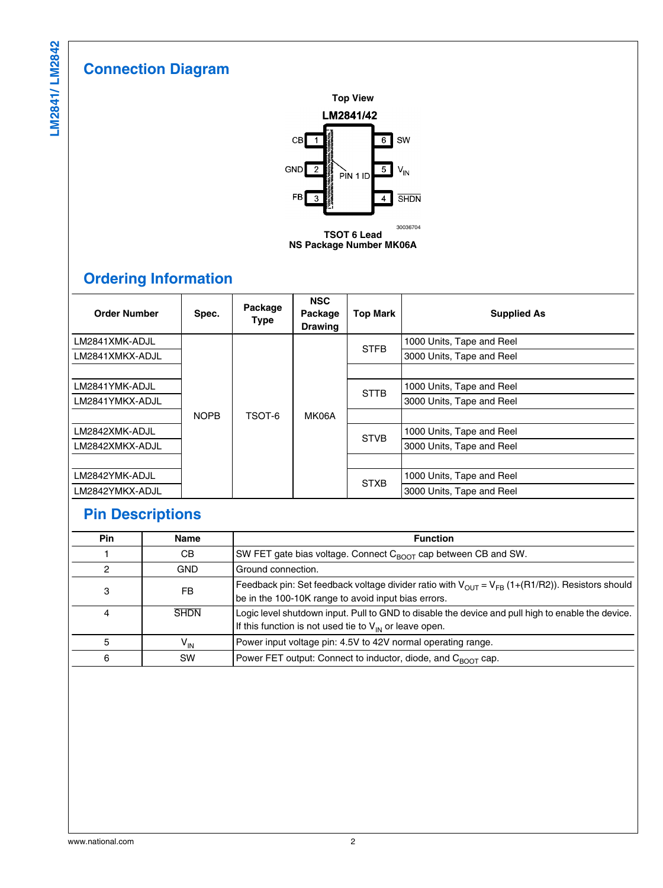## Connection Diagram

Top View

LM2841/42

| Pin | Name | | Pin | Name |
|---|---|---|---|---|
| 1 | CB | | 6 | SW |
| 2 | GND | PIN 1 ID | 5 | $V_{IN}$ |
| 3 | FB | | 4 | $\overline{SHDN}$ |

30036704

**TSOT 6 Lead**
**NS Package Number MK06A**

## Ordering Information

| Order Number | Spec. | Package Type | NSC Package Drawing | Top Mark | Supplied As |
|---|---|---|---|---|---|
| LM2841XMK-ADJL | NOPB | TSOT-6 | MK06A | STFB | 1000 Units, Tape and Reel |
| LM2841XMKX-ADJL | NOPB | TSOT-6 | MK06A | STFB | 3000 Units, Tape and Reel |
| LM2841YMK-ADJL | NOPB | TSOT-6 | MK06A | STTB | 1000 Units, Tape and Reel |
| LM2841YMKX-ADJL | NOPB | TSOT-6 | MK06A | STTB | 3000 Units, Tape and Reel |
| LM2842XMK-ADJL | NOPB | TSOT-6 | MK06A | STVB | 1000 Units, Tape and Reel |
| LM2842XMKX-ADJL | NOPB | TSOT-6 | MK06A | STVB | 3000 Units, Tape and Reel |
| LM2842YMK-ADJL | NOPB | TSOT-6 | MK06A | STXB | 1000 Units, Tape and Reel |
| LM2842YMKX-ADJL | NOPB | TSOT-6 | MK06A | STXB | 3000 Units, Tape and Reel |

## Pin Descriptions

| Pin | Name | Function |
|---|---|---|
| 1 | CB | SW FET gate bias voltage. Connect $C_{BOOT}$ cap between CB and SW. |
| 2 | GND | Ground connection. |
| 3 | FB | Feedback pin: Set feedback voltage divider ratio with $V_{OUT} = V_{FB} (1+(R1/R2))$. Resistors should be in the 100-10K range to avoid input bias errors. |
| 4 | $\overline{SHDN}$ | Logic level shutdown input. Pull to GND to disable the device and pull high to enable the device. If this function is not used tie to $V_{IN}$ or leave open. |
| 5 | $V_{IN}$ | Power input voltage pin: 4.5V to 42V normal operating range. |
| 6 | SW | Power FET output: Connect to inductor, diode, and $C_{BOOT}$ cap. |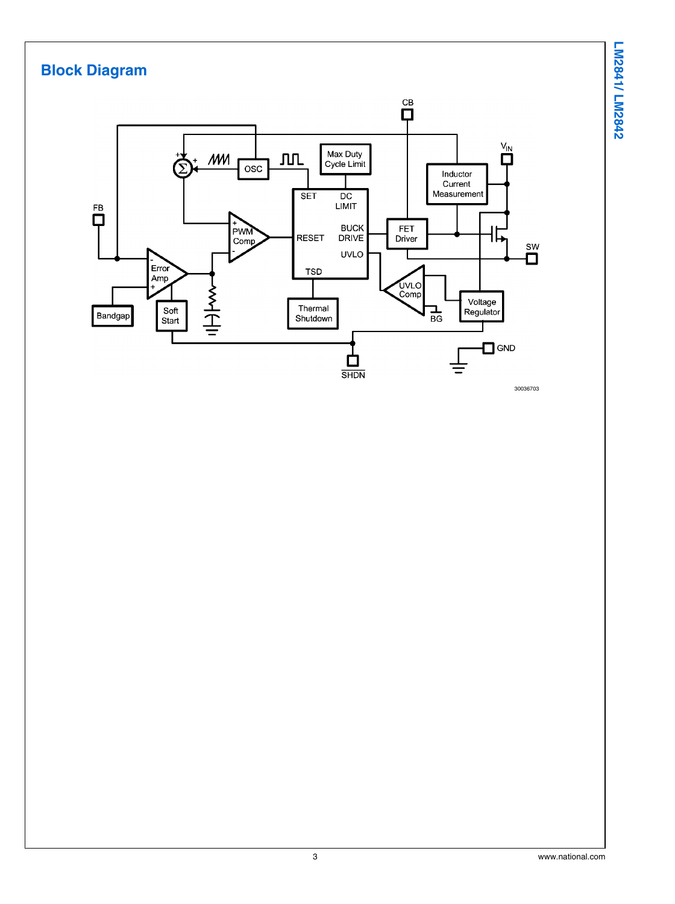## Block Diagram

30036703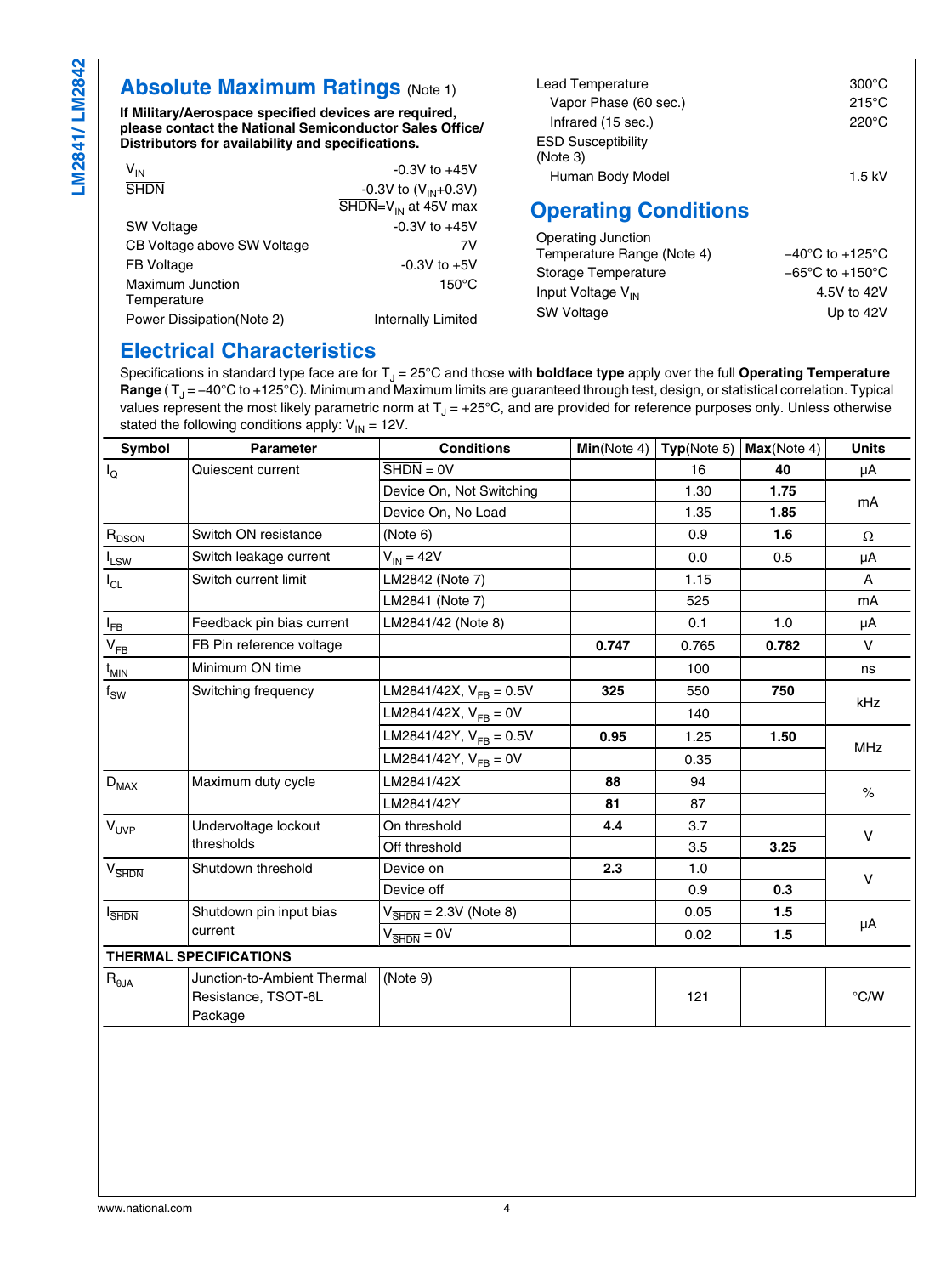## Absolute Maximum Ratings (Note 1)

**If Military/Aerospace specified devices are required, please contact the National Semiconductor Sales Office/ Distributors for availability and specifications.**

| | |
|---|---|
| $V_{IN}$ | -0.3V to +45V |
| $\overline{SHDN}$ | -0.3V to ($V_{IN}$+0.3V) $\overline{SHDN}$=$V_{IN}$ at 45V max |
| SW Voltage | -0.3V to +45V |
| CB Voltage above SW Voltage | 7V |
| FB Voltage | -0.3V to +5V |
| Maximum Junction Temperature | 150°C |
| Power Dissipation(Note 2) | Internally Limited |
| Lead Temperature | 300°C |
| Vapor Phase (60 sec.) | 215°C |
| Infrared (15 sec.) | 220°C |
| ESD Susceptibility (Note 3) | |
| Human Body Model | 1.5 kV |

## Operating Conditions

| | |
|---|---|
| Operating Junction Temperature Range (Note 4) | −40°C to +125°C |
| Storage Temperature | −65°C to +150°C |
| Input Voltage $V_{IN}$ | 4.5V to 42V |
| SW Voltage | Up to 42V |

## Electrical Characteristics

Specifications in standard type face are for $T_J$ = 25°C and those with **boldface type** apply over the full **Operating Temperature Range** ( $T_J$ = −40°C to +125°C). Minimum and Maximum limits are guaranteed through test, design, or statistical correlation. Typical values represent the most likely parametric norm at $T_J$ = +25°C, and are provided for reference purposes only. Unless otherwise stated the following conditions apply: $V_{IN}$ = 12V.

| Symbol | Parameter | Conditions | Min(Note 4) | Typ(Note 5) | Max(Note 4) | Units |
|---|---|---|---|---|---|---|
| $I_Q$ | Quiescent current | $\overline{SHDN}$ = 0V | | 16 | **40** | µA |
| | | Device On, Not Switching | | 1.30 | **1.75** | mA |
| | | Device On, No Load | | 1.35 | **1.85** | |
| $R_{DSON}$ | Switch ON resistance | (Note 6) | | 0.9 | **1.6** | Ω |
| $I_{LSW}$ | Switch leakage current | $V_{IN}$ = 42V | | 0.0 | 0.5 | µA |
| $I_{CL}$ | Switch current limit | LM2842 (Note 7) | | 1.15 | | A |
| | | LM2841 (Note 7) | | 525 | | mA |
| $I_{FB}$ | Feedback pin bias current | LM2841/42 (Note 8) | | 0.1 | 1.0 | µA |
| $V_{FB}$ | FB Pin reference voltage | | **0.747** | 0.765 | **0.782** | V |
| $t_{MIN}$ | Minimum ON time | | | 100 | | ns |
| $f_{SW}$ | Switching frequency | LM2841/42X, $V_{FB}$ = 0.5V | **325** | 550 | **750** | kHz |
| | | LM2841/42X, $V_{FB}$ = 0V | | 140 | | |
| | | LM2841/42Y, $V_{FB}$ = 0.5V | **0.95** | 1.25 | **1.50** | MHz |
| | | LM2841/42Y, $V_{FB}$ = 0V | | 0.35 | | |
| $D_{MAX}$ | Maximum duty cycle | LM2841/42X | **88** | 94 | | % |
| | | LM2841/42Y | **81** | 87 | | |
| $V_{UVP}$ | Undervoltage lockout thresholds | On threshold | **4.4** | 3.7 | | V |
| | | Off threshold | | 3.5 | **3.25** | |
| $V_{\overline{SHDN}}$ | Shutdown threshold | Device on | **2.3** | 1.0 | | V |
| | | Device off | | 0.9 | **0.3** | |
| $I_{\overline{SHDN}}$ | Shutdown pin input bias current | $V_{\overline{SHDN}}$ = 2.3V (Note 8) | | 0.05 | **1.5** | µA |
| | | $V_{\overline{SHDN}}$ = 0V | | 0.02 | **1.5** | |
| **THERMAL SPECIFICATIONS** | | | | | | |
| $R_{\theta JA}$ | Junction-to-Ambient Thermal Resistance, TSOT-6L Package | (Note 9) | | 121 | | °C/W |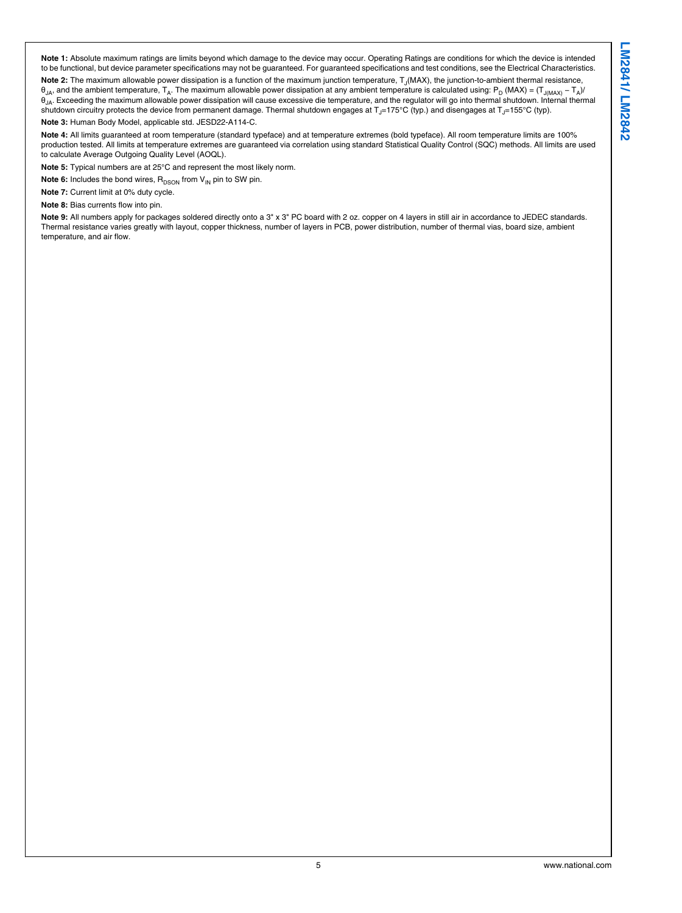**Note 1:** Absolute maximum ratings are limits beyond which damage to the device may occur. Operating Ratings are conditions for which the device is intended to be functional, but device parameter specifications may not be guaranteed. For guaranteed specifications and test conditions, see the Electrical Characteristics.

**Note 2:** The maximum allowable power dissipation is a function of the maximum junction temperature, $T_J$(MAX), the junction-to-ambient thermal resistance, $\theta_{JA}$, and the ambient temperature, $T_A$. The maximum allowable power dissipation at any ambient temperature is calculated using: $P_D$ (MAX) = $(T_{J(MAX)} - T_A)/\theta_{JA}$. Exceeding the maximum allowable power dissipation will cause excessive die temperature, and the regulator will go into thermal shutdown. Internal thermal shutdown circuitry protects the device from permanent damage. Thermal shutdown engages at $T_J$=175°C (typ.) and disengages at $T_J$=155°C (typ).

**Note 3:** Human Body Model, applicable std. JESD22-A114-C.

**Note 4:** All limits guaranteed at room temperature (standard typeface) and at temperature extremes (bold typeface). All room temperature limits are 100% production tested. All limits at temperature extremes are guaranteed via correlation using standard Statistical Quality Control (SQC) methods. All limits are used to calculate Average Outgoing Quality Level (AOQL).

**Note 5:** Typical numbers are at 25°C and represent the most likely norm.

**Note 6:** Includes the bond wires, $R_{DSON}$ from $V_{IN}$ pin to SW pin.

**Note 7:** Current limit at 0% duty cycle.

**Note 8:** Bias currents flow into pin.

**Note 9:** All numbers apply for packages soldered directly onto a 3" x 3" PC board with 2 oz. copper on 4 layers in still air in accordance to JEDEC standards. Thermal resistance varies greatly with layout, copper thickness, number of layers in PCB, power distribution, number of thermal vias, board size, ambient temperature, and air flow.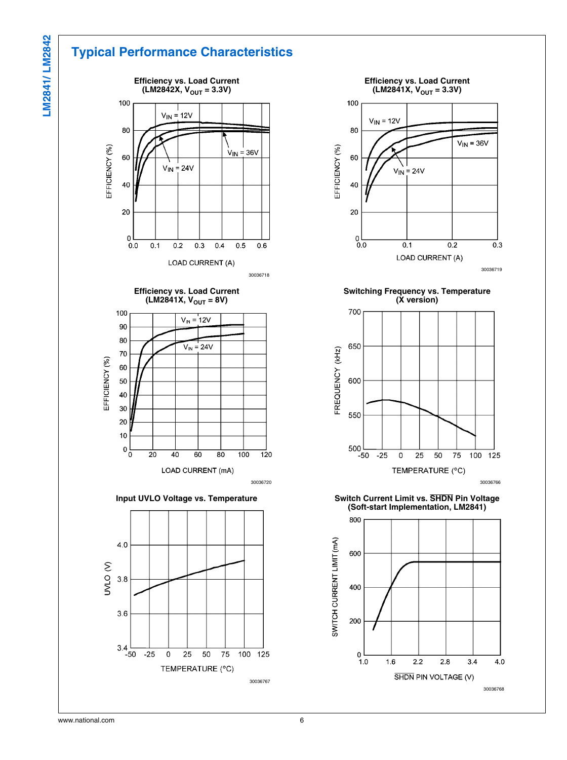## Typical Performance Characteristics

**Efficiency vs. Load Current (LM2842X, $V_{OUT}$ = 3.3V)**

30036718

**Efficiency vs. Load Current (LM2841X, $V_{OUT}$ = 3.3V)**

30036719

**Efficiency vs. Load Current (LM2841X, $V_{OUT}$ = 8V)**

30036720

**Switching Frequency vs. Temperature (X version)**

30036766

**Input UVLO Voltage vs. Temperature**

30036767

**Switch Current Limit vs. SHDN Pin Voltage (Soft-start Implementation, LM2841)**

30036768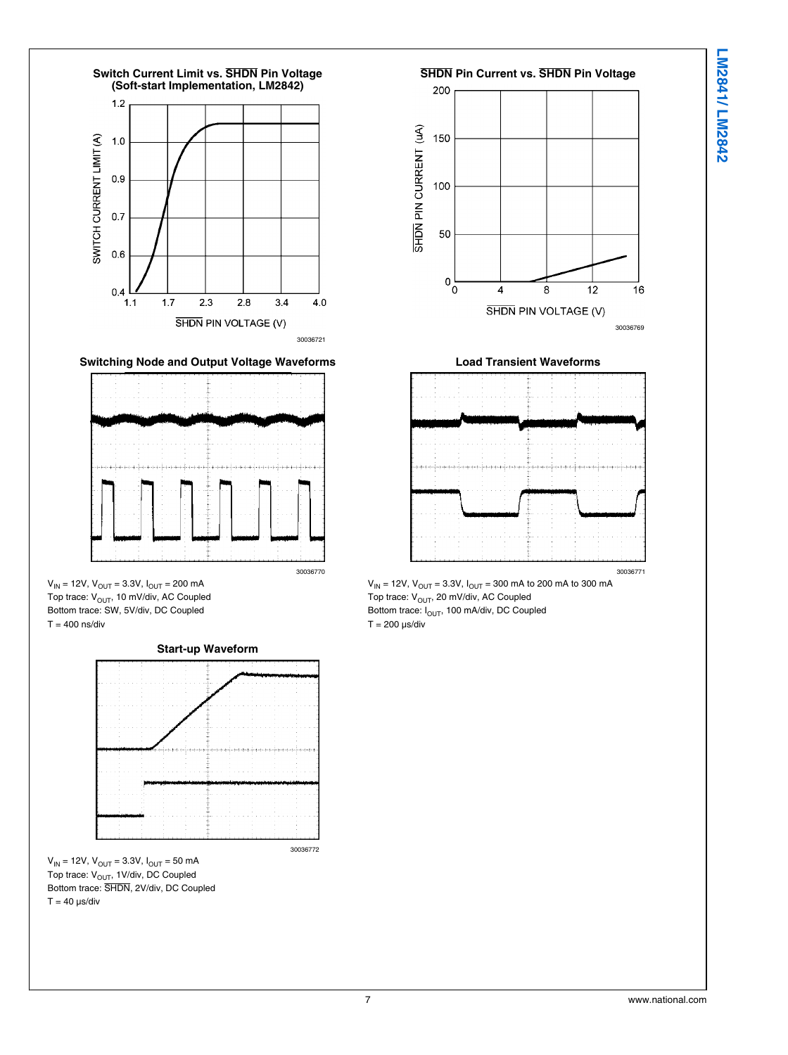**Switch Current Limit vs. $\overline{SHDN}$ Pin Voltage (Soft-start Implementation, LM2842)**

30036721

**$\overline{SHDN}$ Pin Current vs. $\overline{SHDN}$ Pin Voltage**

30036769

**Switching Node and Output Voltage Waveforms**

30036770

$V_{IN}$ = 12V, $V_{OUT}$ = 3.3V, $I_{OUT}$ = 200 mA
Top trace: $V_{OUT}$, 10 mV/div, AC Coupled
Bottom trace: SW, 5V/div, DC Coupled
T = 400 ns/div

**Load Transient Waveforms**

30036771

$V_{IN}$ = 12V, $V_{OUT}$ = 3.3V, $I_{OUT}$ = 300 mA to 200 mA to 300 mA
Top trace: $V_{OUT}$, 20 mV/div, AC Coupled
Bottom trace: $I_{OUT}$, 100 mA/div, DC Coupled
T = 200 µs/div

**Start-up Waveform**

30036772

$V_{IN}$ = 12V, $V_{OUT}$ = 3.3V, $I_{OUT}$ = 50 mA
Top trace: $V_{OUT}$, 1V/div, DC Coupled
Bottom trace: $\overline{SHDN}$, 2V/div, DC Coupled
T = 40 µs/div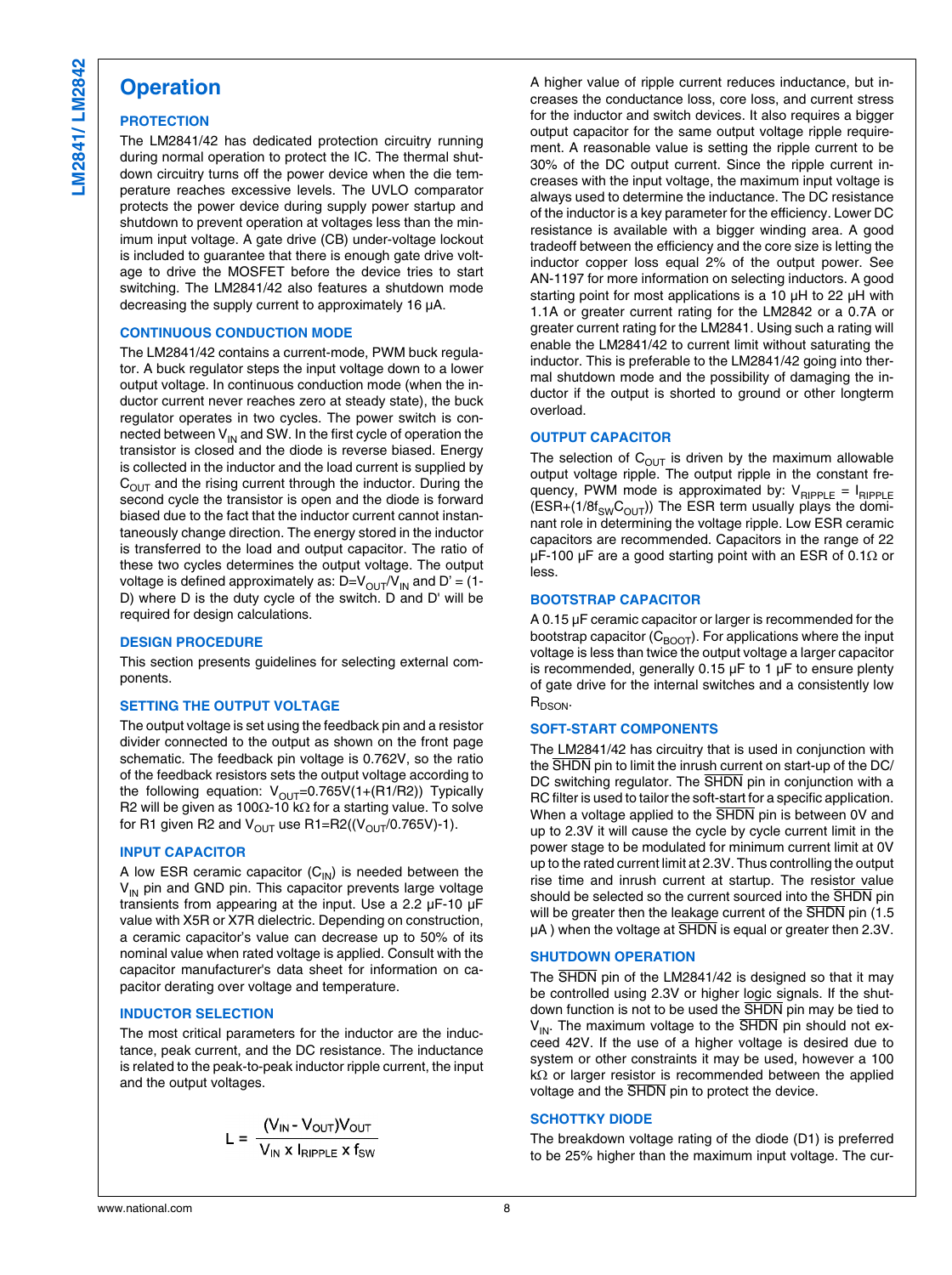# Operation

## PROTECTION

The LM2841/42 has dedicated protection circuitry running during normal operation to protect the IC. The thermal shutdown circuitry turns off the power device when the die temperature reaches excessive levels. The UVLO comparator protects the power device during supply power startup and shutdown to prevent operation at voltages less than the minimum input voltage. A gate drive (CB) under-voltage lockout is included to guarantee that there is enough gate drive voltage to drive the MOSFET before the device tries to start switching. The LM2841/42 also features a shutdown mode decreasing the supply current to approximately 16 µA.

## CONTINUOUS CONDUCTION MODE

The LM2841/42 contains a current-mode, PWM buck regulator. A buck regulator steps the input voltage down to a lower output voltage. In continuous conduction mode (when the inductor current never reaches zero at steady state), the buck regulator operates in two cycles. The power switch is connected between $V_{IN}$ and SW. In the first cycle of operation the transistor is closed and the diode is reverse biased. Energy is collected in the inductor and the load current is supplied by $C_{OUT}$ and the rising current through the inductor. During the second cycle the transistor is open and the diode is forward biased due to the fact that the inductor current cannot instantaneously change direction. The energy stored in the inductor is transferred to the load and output capacitor. The ratio of these two cycles determines the output voltage. The output voltage is defined approximately as: $D=V_{OUT}/V_{IN}$ and $D' = (1-D)$ where D is the duty cycle of the switch. D and D' will be required for design calculations.

## DESIGN PROCEDURE

This section presents guidelines for selecting external components.

## SETTING THE OUTPUT VOLTAGE

The output voltage is set using the feedback pin and a resistor divider connected to the output as shown on the front page schematic. The feedback pin voltage is 0.762V, so the ratio of the feedback resistors sets the output voltage according to the following equation: $V_{OUT}=0.765V(1+(R1/R2))$ Typically R2 will be given as 100Ω-10 kΩ for a starting value. To solve for R1 given R2 and $V_{OUT}$ use $R1=R2((V_{OUT}/0.765V)-1)$.

## INPUT CAPACITOR

A low ESR ceramic capacitor ($C_{IN}$) is needed between the $V_{IN}$ pin and GND pin. This capacitor prevents large voltage transients from appearing at the input. Use a 2.2 µF-10 µF value with X5R or X7R dielectric. Depending on construction, a ceramic capacitor's value can decrease up to 50% of its nominal value when rated voltage is applied. Consult with the capacitor manufacturer's data sheet for information on capacitor derating over voltage and temperature.

## INDUCTOR SELECTION

The most critical parameters for the inductor are the inductance, peak current, and the DC resistance. The inductance is related to the peak-to-peak inductor ripple current, the input and the output voltages.

$$L = \frac{(V_{IN} - V_{OUT})V_{OUT}}{V_{IN} \times I_{RIPPLE} \times f_{SW}}$$

A higher value of ripple current reduces inductance, but increases the conductance loss, core loss, and current stress for the inductor and switch devices. It also requires a bigger output capacitor for the same output voltage ripple requirement. A reasonable value is setting the ripple current to be 30% of the DC output current. Since the ripple current increases with the input voltage, the maximum input voltage is always used to determine the inductance. The DC resistance of the inductor is a key parameter for the efficiency. Lower DC resistance is available with a bigger winding area. A good tradeoff between the efficiency and the core size is letting the inductor copper loss equal 2% of the output power. See AN-1197 for more information on selecting inductors. A good starting point for most applications is a 10 µH to 22 µH with 1.1A or greater current rating for the LM2842 or a 0.7A or greater current rating for the LM2841. Using such a rating will enable the LM2841/42 to current limit without saturating the inductor. This is preferable to the LM2841/42 going into thermal shutdown mode and the possibility of damaging the inductor if the output is shorted to ground or other longterm overload.

## OUTPUT CAPACITOR

The selection of $C_{OUT}$ is driven by the maximum allowable output voltage ripple. The output ripple in the constant frequency, PWM mode is approximated by: $V_{RIPPLE} = I_{RIPPLE} (ESR+(1/8f_{SW}C_{OUT}))$ The ESR term usually plays the dominant role in determining the voltage ripple. Low ESR ceramic capacitors are recommended. Capacitors in the range of 22 µF-100 µF are a good starting point with an ESR of 0.1Ω or less.

## BOOTSTRAP CAPACITOR

A 0.15 µF ceramic capacitor or larger is recommended for the bootstrap capacitor ($C_{BOOT}$). For applications where the input voltage is less than twice the output voltage a larger capacitor is recommended, generally 0.15 µF to 1 µF to ensure plenty of gate drive for the internal switches and a consistently low $R_{DSON}$.

## SOFT-START COMPONENTS

The LM2841/42 has circuitry that is used in conjunction with the $\overline{SHDN}$ pin to limit the inrush current on start-up of the DC/DC switching regulator. The $\overline{SHDN}$ pin in conjunction with a RC filter is used to tailor the soft-start for a specific application. When a voltage applied to the $\overline{SHDN}$ pin is between 0V and up to 2.3V it will cause the cycle by cycle current limit in the power stage to be modulated for minimum current limit at 0V up to the rated current limit at 2.3V. Thus controlling the output rise time and inrush current at startup. The resistor value should be selected so the current sourced into the $\overline{SHDN}$ pin will be greater then the leakage current of the $\overline{SHDN}$ pin (1.5 µA ) when the voltage at $\overline{SHDN}$ is equal or greater then 2.3V.

## SHUTDOWN OPERATION

The $\overline{SHDN}$ pin of the LM2841/42 is designed so that it may be controlled using 2.3V or higher logic signals. If the shutdown function is not to be used the $\overline{SHDN}$ pin may be tied to $V_{IN}$. The maximum voltage to the $\overline{SHDN}$ pin should not exceed 42V. If the use of a higher voltage is desired due to system or other constraints it may be used, however a 100 kΩ or larger resistor is recommended between the applied voltage and the $\overline{SHDN}$ pin to protect the device.

## SCHOTTKY DIODE

The breakdown voltage rating of the diode (D1) is preferred to be 25% higher than the maximum input voltage. The cur-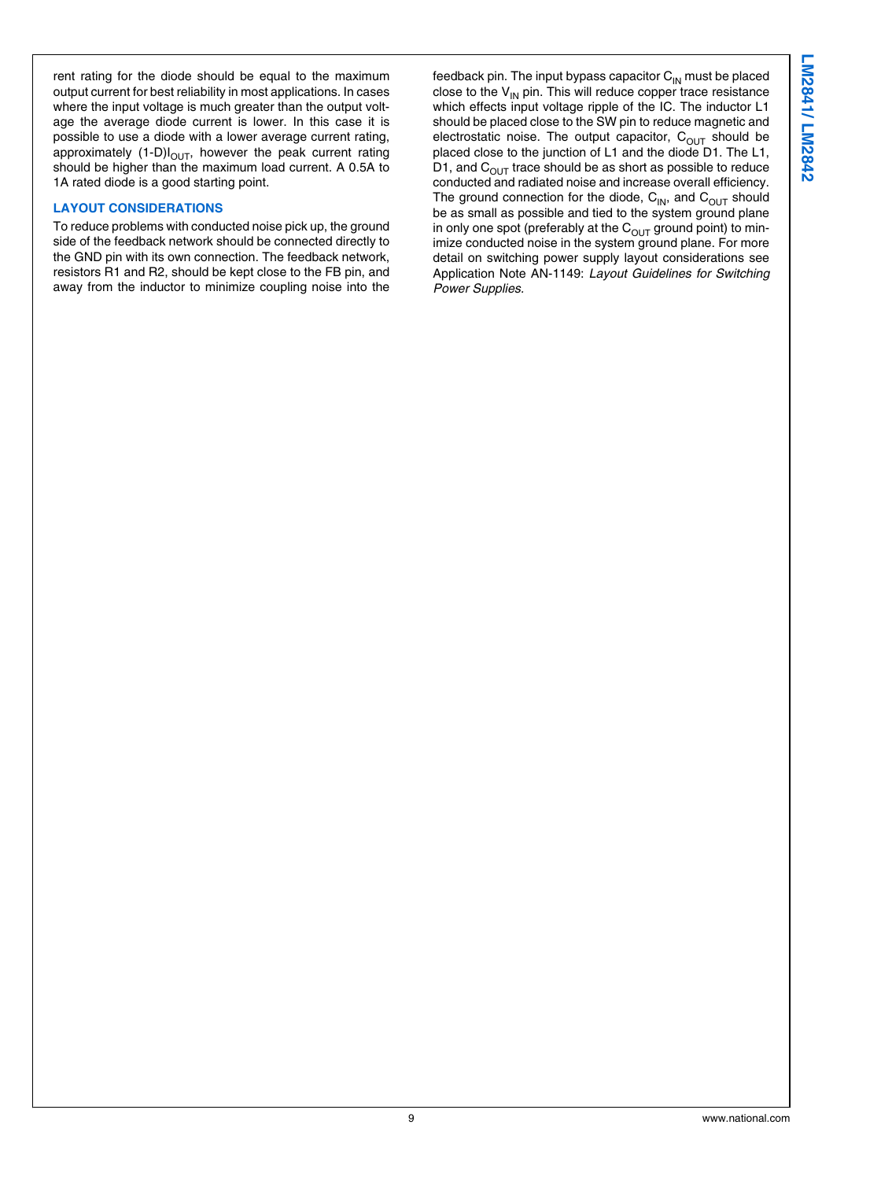rent rating for the diode should be equal to the maximum output current for best reliability in most applications. In cases where the input voltage is much greater than the output voltage the average diode current is lower. In this case it is possible to use a diode with a lower average current rating, approximately $(1-D)I_{OUT}$, however the peak current rating should be higher than the maximum load current. A 0.5A to 1A rated diode is a good starting point.

### LAYOUT CONSIDERATIONS

To reduce problems with conducted noise pick up, the ground side of the feedback network should be connected directly to the GND pin with its own connection. The feedback network, resistors R1 and R2, should be kept close to the FB pin, and away from the inductor to minimize coupling noise into the feedback pin. The input bypass capacitor $C_{IN}$ must be placed close to the $V_{IN}$ pin. This will reduce copper trace resistance which effects input voltage ripple of the IC. The inductor L1 should be placed close to the SW pin to reduce magnetic and electrostatic noise. The output capacitor, $C_{OUT}$ should be placed close to the junction of L1 and the diode D1. The L1, D1, and $C_{OUT}$ trace should be as short as possible to reduce conducted and radiated noise and increase overall efficiency. The ground connection for the diode, $C_{IN}$, and $C_{OUT}$ should be as small as possible and tied to the system ground plane in only one spot (preferably at the $C_{OUT}$ ground point) to minimize conducted noise in the system ground plane. For more detail on switching power supply layout considerations see Application Note AN-1149: *Layout Guidelines for Switching Power Supplies*.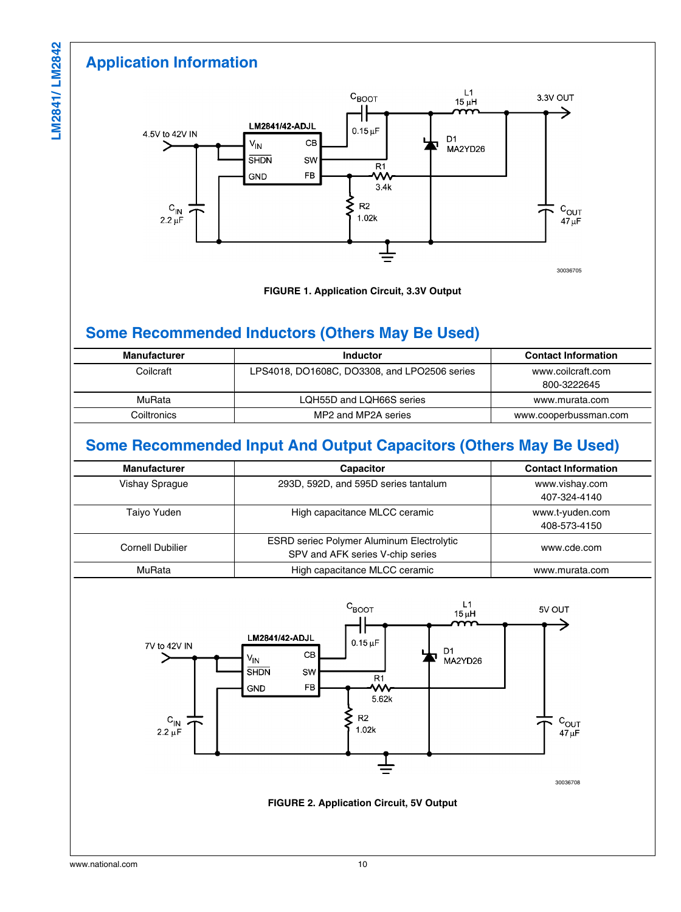## Application Information

FIGURE 1. Application Circuit, 3.3V Output

## Some Recommended Inductors (Others May Be Used)

| Manufacturer | Inductor | Contact Information |
|---|---|---|
| Coilcraft | LPS4018, DO1608C, DO3308, and LPO2506 series | www.coilcraft.com 800-3222645 |
| MuRata | LQH55D and LQH66S series | www.murata.com |
| Coiltronics | MP2 and MP2A series | www.cooperbussman.com |

## Some Recommended Input And Output Capacitors (Others May Be Used)

| Manufacturer | Capacitor | Contact Information |
|---|---|---|
| Vishay Sprague | 293D, 592D, and 595D series tantalum | www.vishay.com 407-324-4140 |
| Taiyo Yuden | High capacitance MLCC ceramic | www.t-yuden.com 408-573-4150 |
| Cornell Dubilier | ESRD seriec Polymer Aluminum Electrolytic SPV and AFK series V-chip series | www.cde.com |
| MuRata | High capacitance MLCC ceramic | www.murata.com |

FIGURE 2. Application Circuit, 5V Output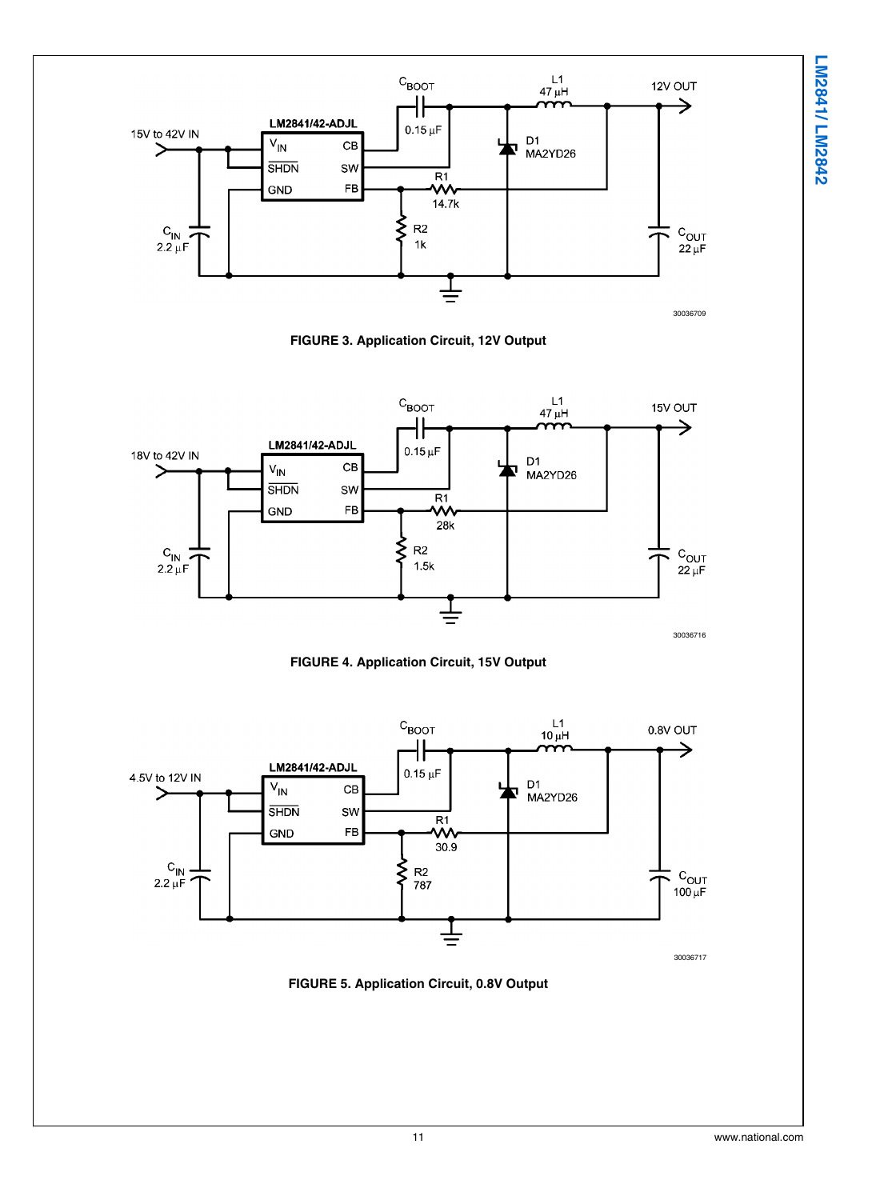FIGURE 3. Application Circuit, 12V Output

FIGURE 4. Application Circuit, 15V Output

FIGURE 5. Application Circuit, 0.8V Output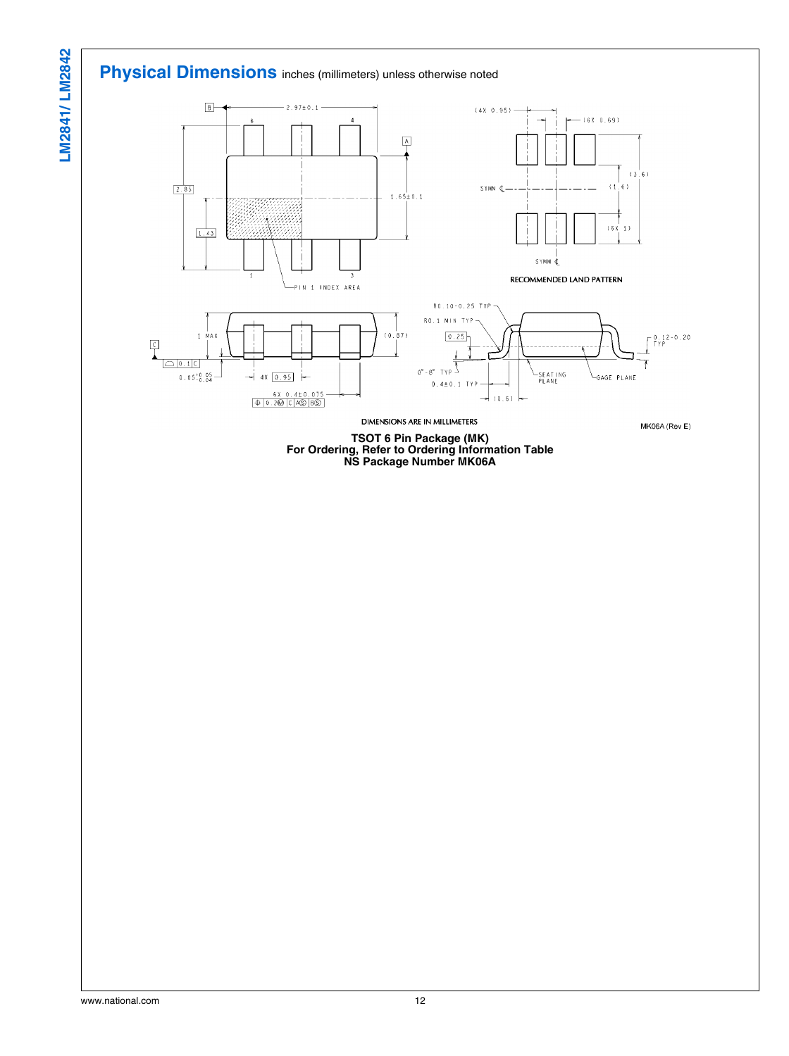## Physical Dimensions inches (millimeters) unless otherwise noted

DIMENSIONS ARE IN MILLIMETERS

MK06A (Rev E)

**TSOT 6 Pin Package (MK)**
**For Ordering, Refer to Ordering Information Table**
**NS Package Number MK06A**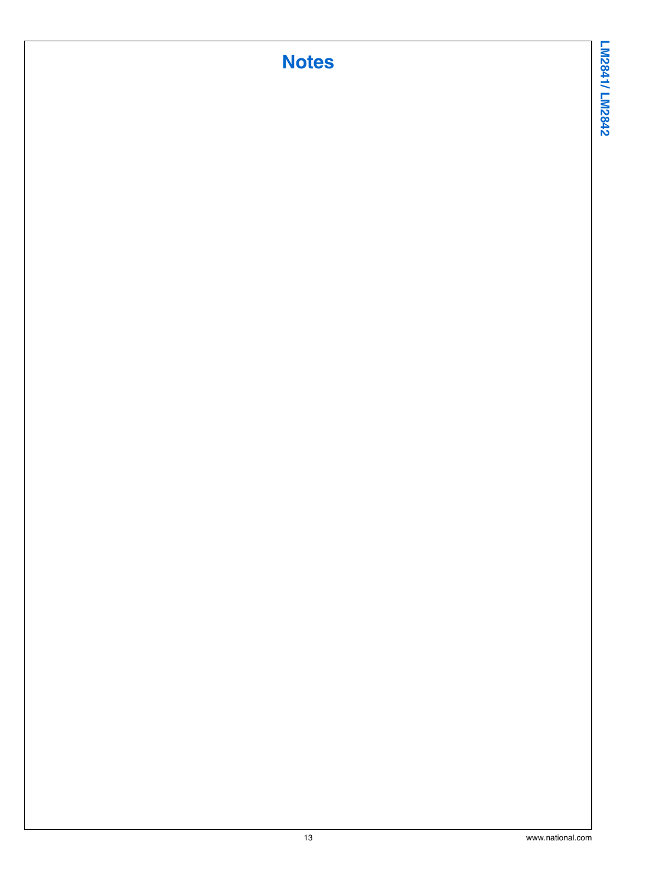# Notes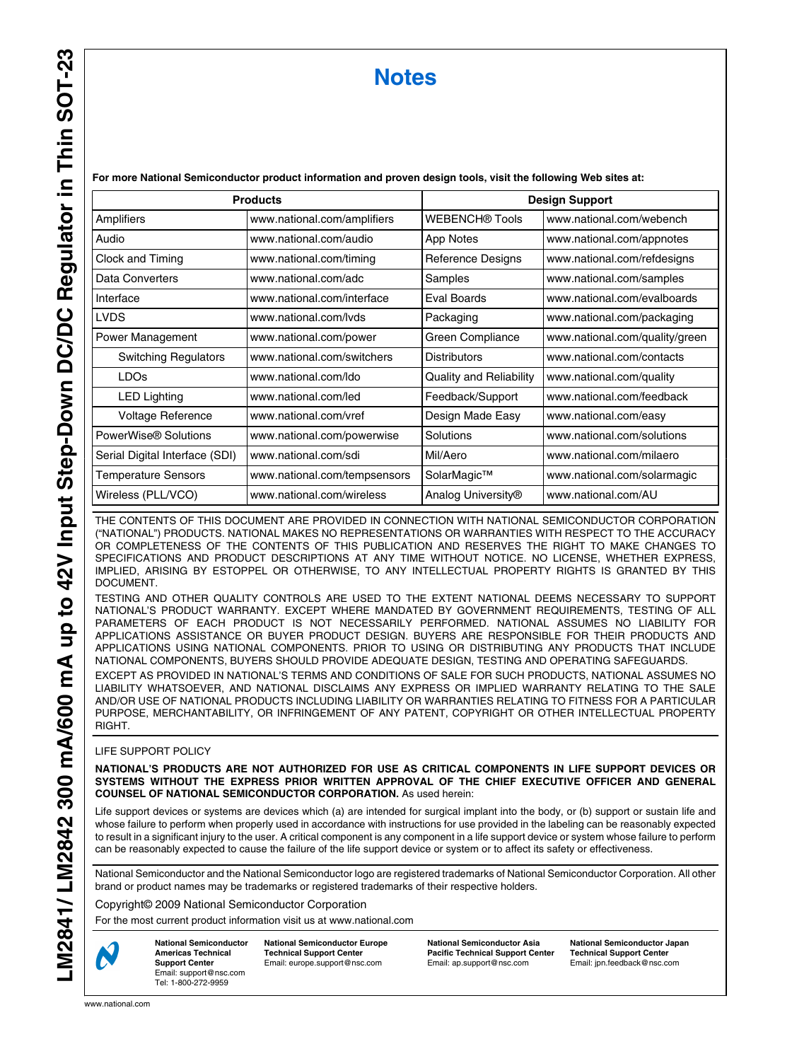# Notes

**For more National Semiconductor product information and proven design tools, visit the following Web sites at:**

| Products | | Design Support | |
|---|---|---|---|
| Amplifiers | www.national.com/amplifiers | WEBENCH® Tools | www.national.com/webench |
| Audio | www.national.com/audio | App Notes | www.national.com/appnotes |
| Clock and Timing | www.national.com/timing | Reference Designs | www.national.com/refdesigns |
| Data Converters | www.national.com/adc | Samples | www.national.com/samples |
| Interface | www.national.com/interface | Eval Boards | www.national.com/evalboards |
| LVDS | www.national.com/lvds | Packaging | www.national.com/packaging |
| Power Management | www.national.com/power | Green Compliance | www.national.com/quality/green |
| Switching Regulators | www.national.com/switchers | Distributors | www.national.com/contacts |
| LDOs | www.national.com/ldo | Quality and Reliability | www.national.com/quality |
| LED Lighting | www.national.com/led | Feedback/Support | www.national.com/feedback |
| Voltage Reference | www.national.com/vref | Design Made Easy | www.national.com/easy |
| PowerWise® Solutions | www.national.com/powerwise | Solutions | www.national.com/solutions |
| Serial Digital Interface (SDI) | www.national.com/sdi | Mil/Aero | www.national.com/milaero |
| Temperature Sensors | www.national.com/tempsensors | SolarMagic™ | www.national.com/solarmagic |
| Wireless (PLL/VCO) | www.national.com/wireless | Analog University® | www.national.com/AU |

THE CONTENTS OF THIS DOCUMENT ARE PROVIDED IN CONNECTION WITH NATIONAL SEMICONDUCTOR CORPORATION ("NATIONAL") PRODUCTS. NATIONAL MAKES NO REPRESENTATIONS OR WARRANTIES WITH RESPECT TO THE ACCURACY OR COMPLETENESS OF THE CONTENTS OF THIS PUBLICATION AND RESERVES THE RIGHT TO MAKE CHANGES TO SPECIFICATIONS AND PRODUCT DESCRIPTIONS AT ANY TIME WITHOUT NOTICE. NO LICENSE, WHETHER EXPRESS, IMPLIED, ARISING BY ESTOPPEL OR OTHERWISE, TO ANY INTELLECTUAL PROPERTY RIGHTS IS GRANTED BY THIS DOCUMENT.

TESTING AND OTHER QUALITY CONTROLS ARE USED TO THE EXTENT NATIONAL DEEMS NECESSARY TO SUPPORT NATIONAL'S PRODUCT WARRANTY. EXCEPT WHERE MANDATED BY GOVERNMENT REQUIREMENTS, TESTING OF ALL PARAMETERS OF EACH PRODUCT IS NOT NECESSARILY PERFORMED. NATIONAL ASSUMES NO LIABILITY FOR APPLICATIONS ASSISTANCE OR BUYER PRODUCT DESIGN. BUYERS ARE RESPONSIBLE FOR THEIR PRODUCTS AND APPLICATIONS USING NATIONAL COMPONENTS. PRIOR TO USING OR DISTRIBUTING ANY PRODUCTS THAT INCLUDE NATIONAL COMPONENTS, BUYERS SHOULD PROVIDE ADEQUATE DESIGN, TESTING AND OPERATING SAFEGUARDS.

EXCEPT AS PROVIDED IN NATIONAL'S TERMS AND CONDITIONS OF SALE FOR SUCH PRODUCTS, NATIONAL ASSUMES NO LIABILITY WHATSOEVER, AND NATIONAL DISCLAIMS ANY EXPRESS OR IMPLIED WARRANTY RELATING TO THE SALE AND/OR USE OF NATIONAL PRODUCTS INCLUDING LIABILITY OR WARRANTIES RELATING TO FITNESS FOR A PARTICULAR PURPOSE, MERCHANTABILITY, OR INFRINGEMENT OF ANY PATENT, COPYRIGHT OR OTHER INTELLECTUAL PROPERTY RIGHT.

LIFE SUPPORT POLICY

**NATIONAL'S PRODUCTS ARE NOT AUTHORIZED FOR USE AS CRITICAL COMPONENTS IN LIFE SUPPORT DEVICES OR SYSTEMS WITHOUT THE EXPRESS PRIOR WRITTEN APPROVAL OF THE CHIEF EXECUTIVE OFFICER AND GENERAL COUNSEL OF NATIONAL SEMICONDUCTOR CORPORATION.** As used herein:

Life support devices or systems are devices which (a) are intended for surgical implant into the body, or (b) support or sustain life and whose failure to perform when properly used in accordance with instructions for use provided in the labeling can be reasonably expected to result in a significant injury to the user. A critical component is any component in a life support device or system whose failure to perform can be reasonably expected to cause the failure of the life support device or system or to affect its safety or effectiveness.

National Semiconductor and the National Semiconductor logo are registered trademarks of National Semiconductor Corporation. All other brand or product names may be trademarks or registered trademarks of their respective holders.

Copyright© 2009 National Semiconductor Corporation

For the most current product information visit us at www.national.com

**National Semiconductor Americas Technical Support Center**
Email: support@nsc.com
Tel: 1-800-272-9959

**National Semiconductor Europe Technical Support Center**
Email: europe.support@nsc.com

**National Semiconductor Asia Pacific Technical Support Center**
Email: ap.support@nsc.com

**National Semiconductor Japan Technical Support Center**
Email: jpn.feedback@nsc.com